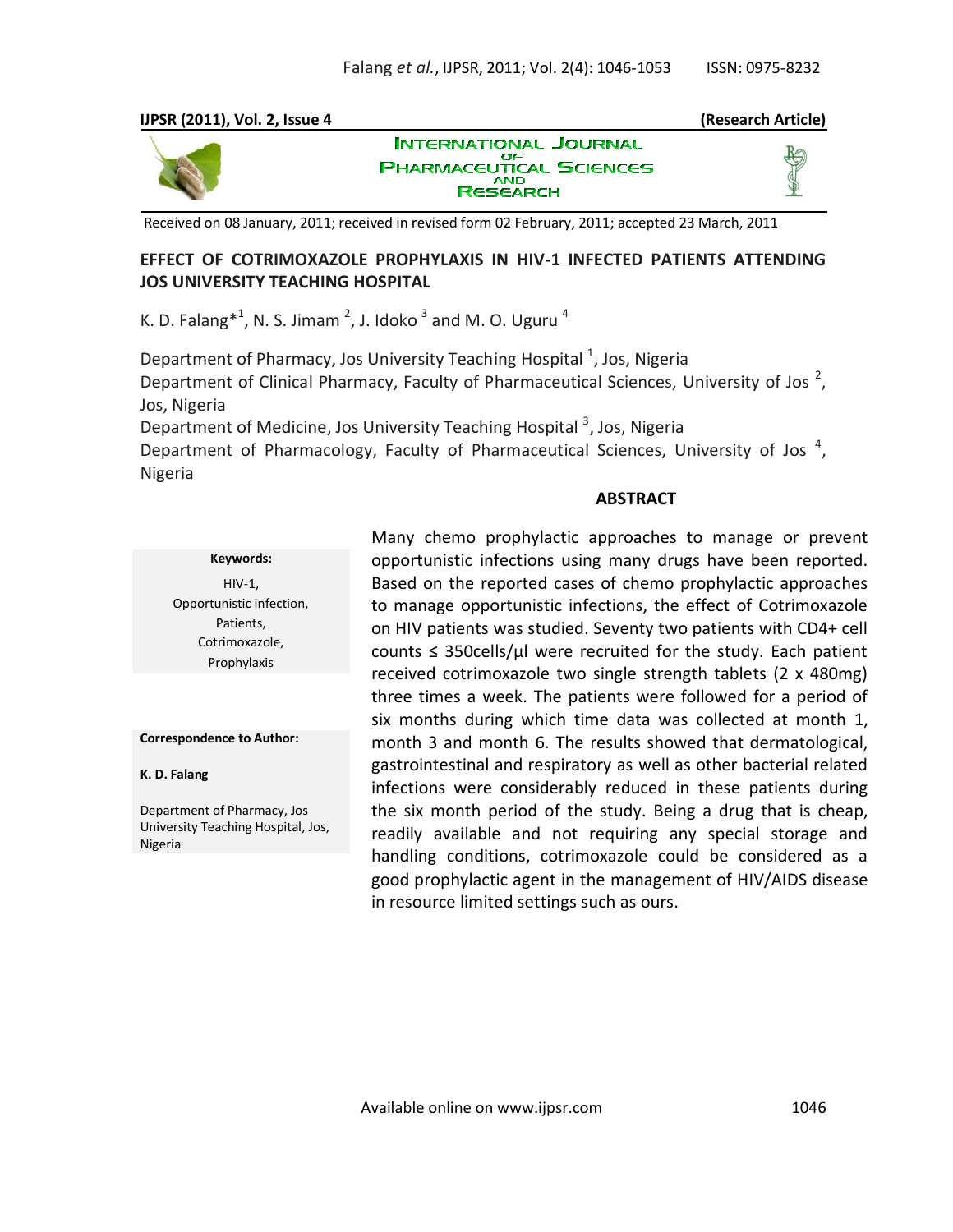**IJPSR (2011), Vol. 2, Issue 4** **(Research Article)**

INTERNATIONAL JOURNAL OF PHARMACEUTICAL SCIENCES AND RESEARCH

Received on 08 January, 2011; received in revised form 02 February, 2011; accepted 23 March, 2011

# EFFECT OF COTRIMOXAZOLE PROPHYLAXIS IN HIV-1 INFECTED PATIENTS ATTENDING JOS UNIVERSITY TEACHING HOSPITAL

K. D. Falang*[1], N. S. Jimam [2], J. Idoko [3] and M. O. Uguru [4]

Department of Pharmacy, Jos University Teaching Hospital [1], Jos, Nigeria
Department of Clinical Pharmacy, Faculty of Pharmaceutical Sciences, University of Jos [2], Jos, Nigeria
Department of Medicine, Jos University Teaching Hospital [3], Jos, Nigeria
Department of Pharmacology, Faculty of Pharmaceutical Sciences, University of Jos [4], Nigeria

**Keywords:**

HIV-1,
Opportunistic infection,
Patients,
Cotrimoxazole,
Prophylaxis

**Correspondence to Author:**

**K. D. Falang**

Department of Pharmacy, Jos University Teaching Hospital, Jos, Nigeria

## ABSTRACT

Many chemo prophylactic approaches to manage or prevent opportunistic infections using many drugs have been reported. Based on the reported cases of chemo prophylactic approaches to manage opportunistic infections, the effect of Cotrimoxazole on HIV patients was studied. Seventy two patients with CD4+ cell counts ≤ 350cells/µl were recruited for the study. Each patient received cotrimoxazole two single strength tablets (2 x 480mg) three times a week. The patients were followed for a period of six months during which time data was collected at month 1, month 3 and month 6. The results showed that dermatological, gastrointestinal and respiratory as well as other bacterial related infections were considerably reduced in these patients during the six month period of the study. Being a drug that is cheap, readily available and not requiring any special storage and handling conditions, cotrimoxazole could be considered as a good prophylactic agent in the management of HIV/AIDS disease in resource limited settings such as ours.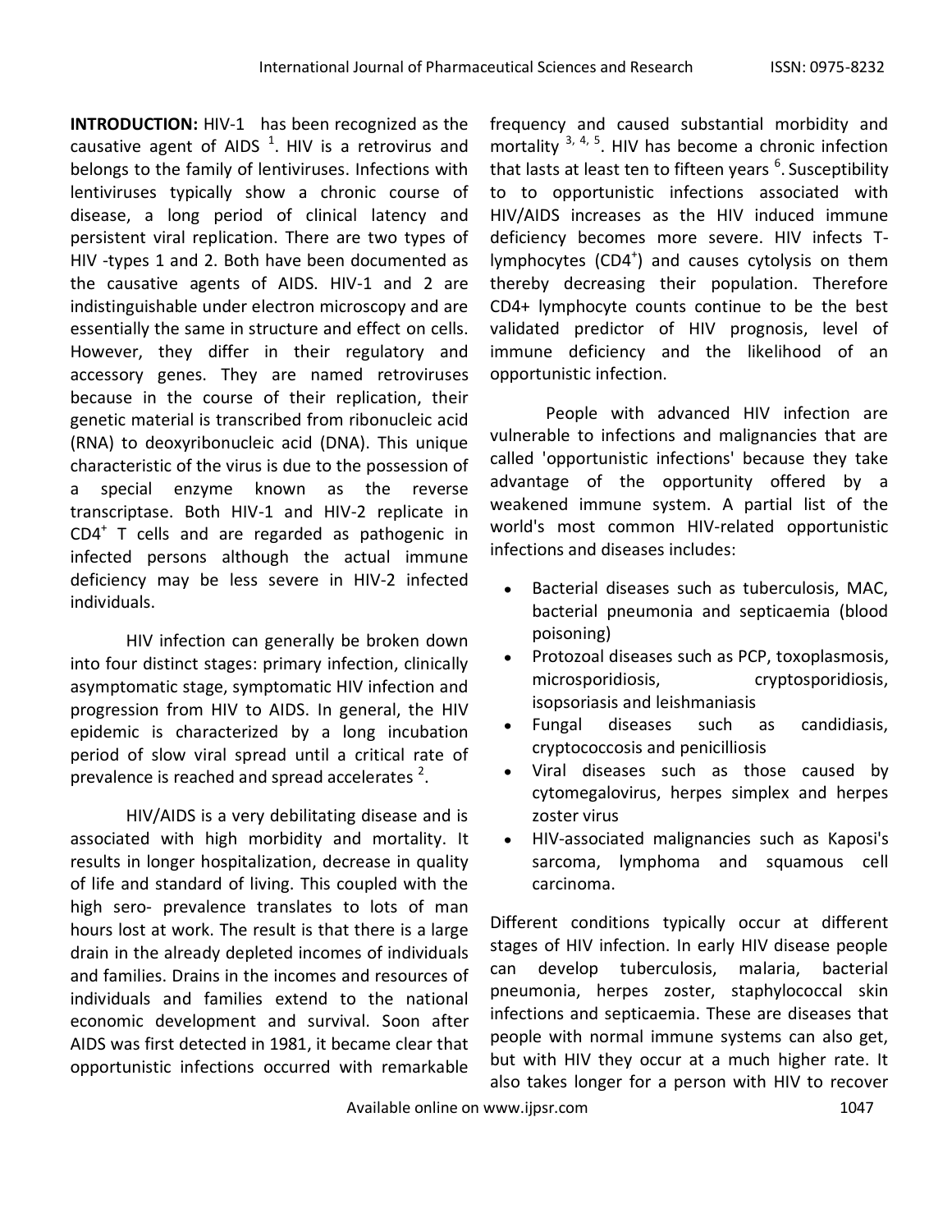**INTRODUCTION:** HIV-1 has been recognized as the causative agent of AIDS [1]. HIV is a retrovirus and belongs to the family of lentiviruses. Infections with lentiviruses typically show a chronic course of disease, a long period of clinical latency and persistent viral replication. There are two types of HIV -types 1 and 2. Both have been documented as the causative agents of AIDS. HIV-1 and 2 are indistinguishable under electron microscopy and are essentially the same in structure and effect on cells. However, they differ in their regulatory and accessory genes. They are named retroviruses because in the course of their replication, their genetic material is transcribed from ribonucleic acid (RNA) to deoxyribonucleic acid (DNA). This unique characteristic of the virus is due to the possession of a special enzyme known as the reverse transcriptase. Both HIV-1 and HIV-2 replicate in $CD4^+$ T cells and are regarded as pathogenic in infected persons although the actual immune deficiency may be less severe in HIV-2 infected individuals.

HIV infection can generally be broken down into four distinct stages: primary infection, clinically asymptomatic stage, symptomatic HIV infection and progression from HIV to AIDS. In general, the HIV epidemic is characterized by a long incubation period of slow viral spread until a critical rate of prevalence is reached and spread accelerates [2].

HIV/AIDS is a very debilitating disease and is associated with high morbidity and mortality. It results in longer hospitalization, decrease in quality of life and standard of living. This coupled with the high sero- prevalence translates to lots of man hours lost at work. The result is that there is a large drain in the already depleted incomes of individuals and families. Drains in the incomes and resources of individuals and families extend to the national economic development and survival. Soon after AIDS was first detected in 1981, it became clear that opportunistic infections occurred with remarkable frequency and caused substantial morbidity and mortality [3, 4, 5]. HIV has become a chronic infection that lasts at least ten to fifteen years [6]. Susceptibility to to opportunistic infections associated with HIV/AIDS increases as the HIV induced immune deficiency becomes more severe. HIV infects T-lymphocytes ($CD4^+$) and causes cytolysis on them thereby decreasing their population. Therefore CD4+ lymphocyte counts continue to be the best validated predictor of HIV prognosis, level of immune deficiency and the likelihood of an opportunistic infection.

People with advanced HIV infection are vulnerable to infections and malignancies that are called 'opportunistic infections' because they take advantage of the opportunity offered by a weakened immune system. A partial list of the world's most common HIV-related opportunistic infections and diseases includes:

- Bacterial diseases such as tuberculosis, MAC, bacterial pneumonia and septicaemia (blood poisoning)
- Protozoal diseases such as PCP, toxoplasmosis, microsporidiosis, cryptosporidiosis, isopsoriasis and leishmaniasis
- Fungal diseases such as candidiasis, cryptococcosis and penicilliosis
- Viral diseases such as those caused by cytomegalovirus, herpes simplex and herpes zoster virus
- HIV-associated malignancies such as Kaposi's sarcoma, lymphoma and squamous cell carcinoma.

Different conditions typically occur at different stages of HIV infection. In early HIV disease people can develop tuberculosis, malaria, bacterial pneumonia, herpes zoster, staphylococcal skin infections and septicaemia. These are diseases that people with normal immune systems can also get, but with HIV they occur at a much higher rate. It also takes longer for a person with HIV to recover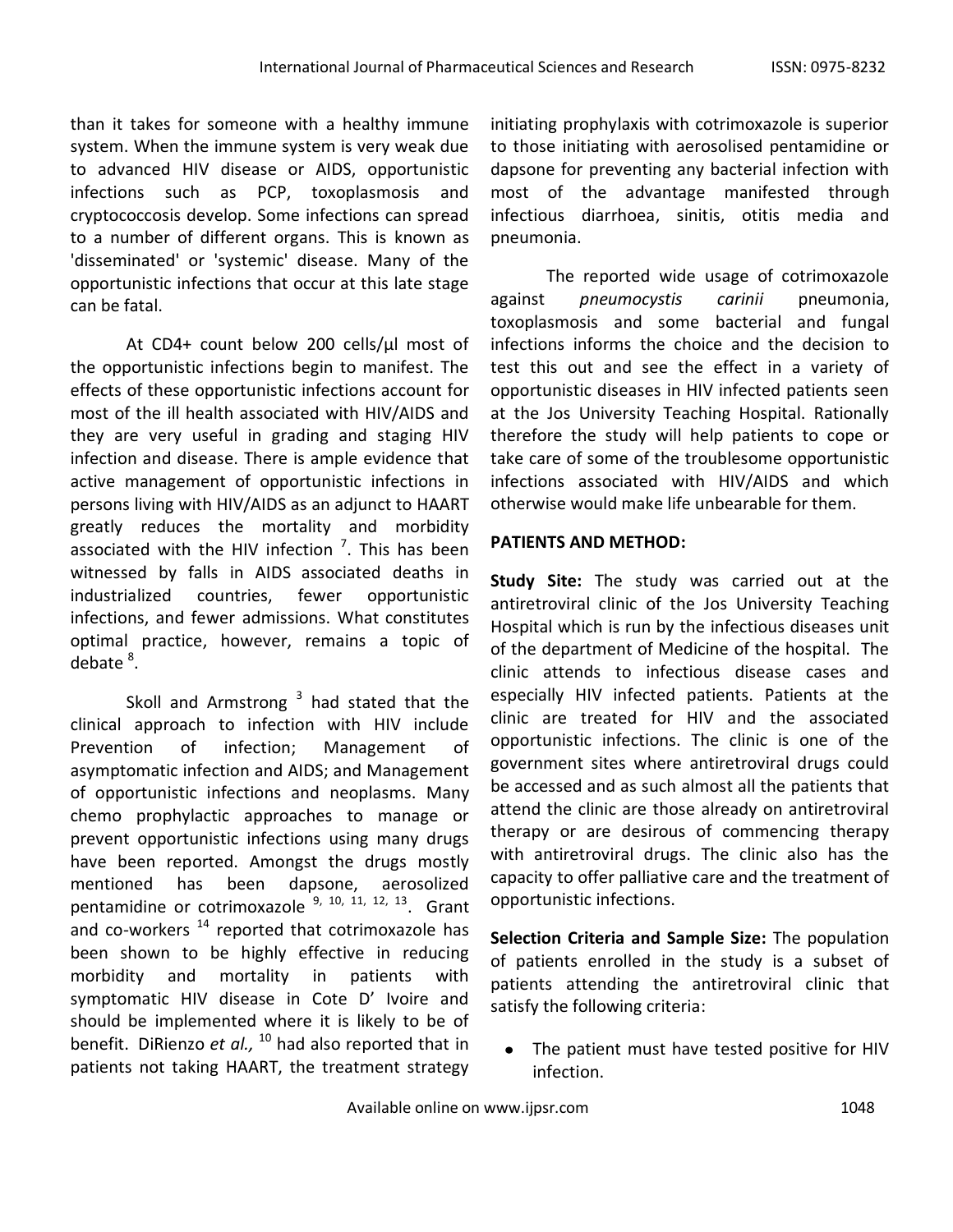than it takes for someone with a healthy immune system. When the immune system is very weak due to advanced HIV disease or AIDS, opportunistic infections such as PCP, toxoplasmosis and cryptococcosis develop. Some infections can spread to a number of different organs. This is known as 'disseminated' or 'systemic' disease. Many of the opportunistic infections that occur at this late stage can be fatal.

At CD4+ count below 200 cells/µl most of the opportunistic infections begin to manifest. The effects of these opportunistic infections account for most of the ill health associated with HIV/AIDS and they are very useful in grading and staging HIV infection and disease. There is ample evidence that active management of opportunistic infections in persons living with HIV/AIDS as an adjunct to HAART greatly reduces the mortality and morbidity associated with the HIV infection [7]. This has been witnessed by falls in AIDS associated deaths in industrialized countries, fewer opportunistic infections, and fewer admissions. What constitutes optimal practice, however, remains a topic of debate [8].

Skoll and Armstrong [3] had stated that the clinical approach to infection with HIV include Prevention of infection; Management of asymptomatic infection and AIDS; and Management of opportunistic infections and neoplasms. Many chemo prophylactic approaches to manage or prevent opportunistic infections using many drugs have been reported. Amongst the drugs mostly mentioned has been dapsone, aerosolized pentamidine or cotrimoxazole [9, 10, 11, 12, 13]. Grant and co-workers [14] reported that cotrimoxazole has been shown to be highly effective in reducing morbidity and mortality in patients with symptomatic HIV disease in Cote D' Ivoire and should be implemented where it is likely to be of benefit. DiRienzo *et al.,* [10] had also reported that in patients not taking HAART, the treatment strategy initiating prophylaxis with cotrimoxazole is superior to those initiating with aerosolised pentamidine or dapsone for preventing any bacterial infection with most of the advantage manifested through infectious diarrhoea, sinitis, otitis media and pneumonia.

The reported wide usage of cotrimoxazole against *pneumocystis carinii* pneumonia, toxoplasmosis and some bacterial and fungal infections informs the choice and the decision to test this out and see the effect in a variety of opportunistic diseases in HIV infected patients seen at the Jos University Teaching Hospital. Rationally therefore the study will help patients to cope or take care of some of the troublesome opportunistic infections associated with HIV/AIDS and which otherwise would make life unbearable for them.

## PATIENTS AND METHOD:

**Study Site:** The study was carried out at the antiretroviral clinic of the Jos University Teaching Hospital which is run by the infectious diseases unit of the department of Medicine of the hospital. The clinic attends to infectious disease cases and especially HIV infected patients. Patients at the clinic are treated for HIV and the associated opportunistic infections. The clinic is one of the government sites where antiretroviral drugs could be accessed and as such almost all the patients that attend the clinic are those already on antiretroviral therapy or are desirous of commencing therapy with antiretroviral drugs. The clinic also has the capacity to offer palliative care and the treatment of opportunistic infections.

**Selection Criteria and Sample Size:** The population of patients enrolled in the study is a subset of patients attending the antiretroviral clinic that satisfy the following criteria:

- The patient must have tested positive for HIV infection.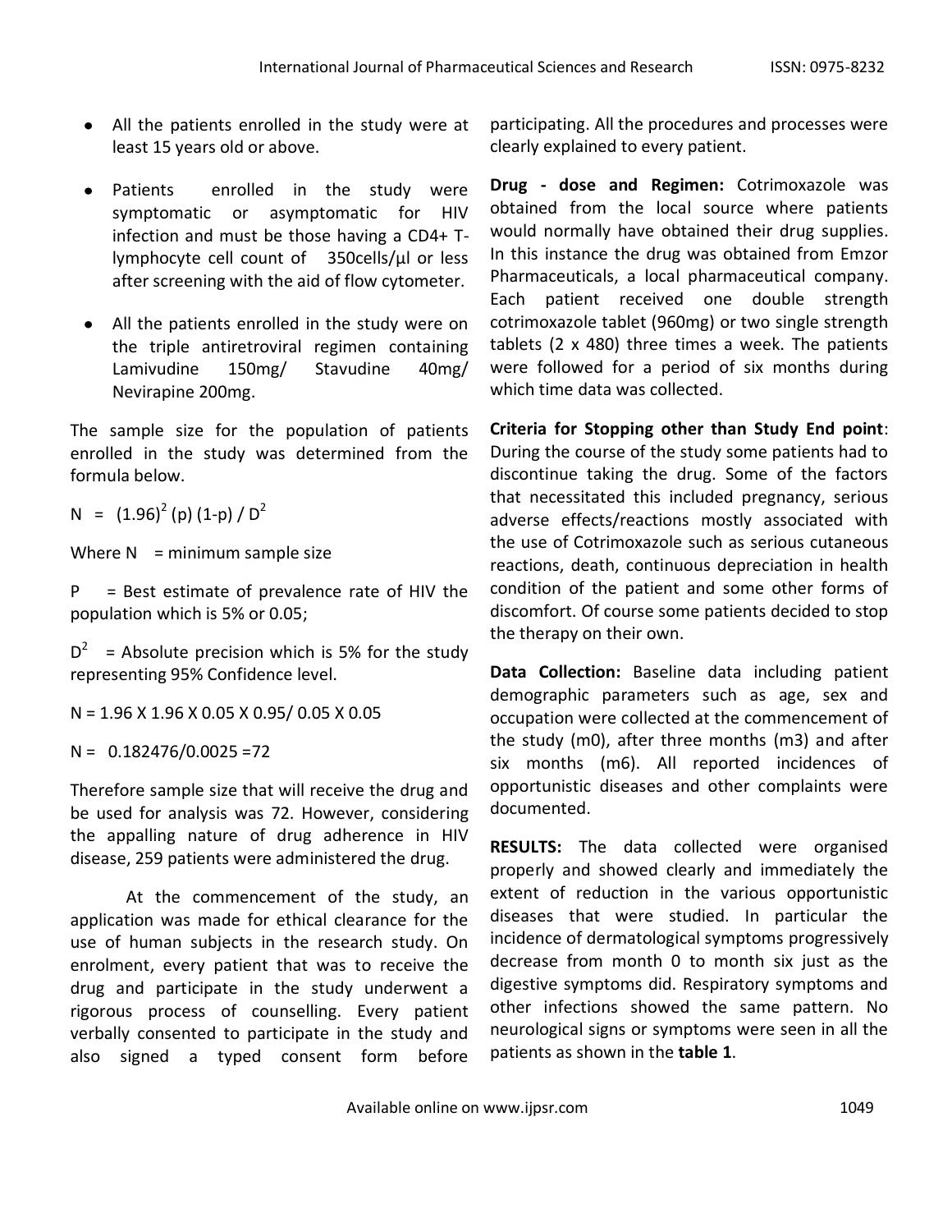- All the patients enrolled in the study were at least 15 years old or above.
- Patients enrolled in the study were symptomatic or asymptomatic for HIV infection and must be those having a CD4+ T-lymphocyte cell count of 350cells/µl or less after screening with the aid of flow cytometer.
- All the patients enrolled in the study were on the triple antiretroviral regimen containing Lamivudine 150mg/ Stavudine 40mg/ Nevirapine 200mg.

The sample size for the population of patients enrolled in the study was determined from the formula below.

$$N = (1.96)^2 (p) (1-p) / D^2$$

Where N = minimum sample size

P = Best estimate of prevalence rate of HIV the population which is 5% or 0.05;

$D^2$ = Absolute precision which is 5% for the study representing 95% Confidence level.

$$N = 1.96 \times 1.96 \times 0.05 \times 0.95 / 0.05 \times 0.05$$

$$N = 0.182476/0.0025 = 72$$

Therefore sample size that will receive the drug and be used for analysis was 72. However, considering the appalling nature of drug adherence in HIV disease, 259 patients were administered the drug.

At the commencement of the study, an application was made for ethical clearance for the use of human subjects in the research study. On enrolment, every patient that was to receive the drug and participate in the study underwent a rigorous process of counselling. Every patient verbally consented to participate in the study and also signed a typed consent form before participating. All the procedures and processes were clearly explained to every patient.

**Drug - dose and Regimen:** Cotrimoxazole was obtained from the local source where patients would normally have obtained their drug supplies. In this instance the drug was obtained from Emzor Pharmaceuticals, a local pharmaceutical company. Each patient received one double strength cotrimoxazole tablet (960mg) or two single strength tablets (2 x 480) three times a week. The patients were followed for a period of six months during which time data was collected.

**Criteria for Stopping other than Study End point**: During the course of the study some patients had to discontinue taking the drug. Some of the factors that necessitated this included pregnancy, serious adverse effects/reactions mostly associated with the use of Cotrimoxazole such as serious cutaneous reactions, death, continuous depreciation in health condition of the patient and some other forms of discomfort. Of course some patients decided to stop the therapy on their own.

**Data Collection:** Baseline data including patient demographic parameters such as age, sex and occupation were collected at the commencement of the study (m0), after three months (m3) and after six months (m6). All reported incidences of opportunistic diseases and other complaints were documented.

**RESULTS:** The data collected were organised properly and showed clearly and immediately the extent of reduction in the various opportunistic diseases that were studied. In particular the incidence of dermatological symptoms progressively decrease from month 0 to month six just as the digestive symptoms did. Respiratory symptoms and other infections showed the same pattern. No neurological signs or symptoms were seen in all the patients as shown in the **table 1**.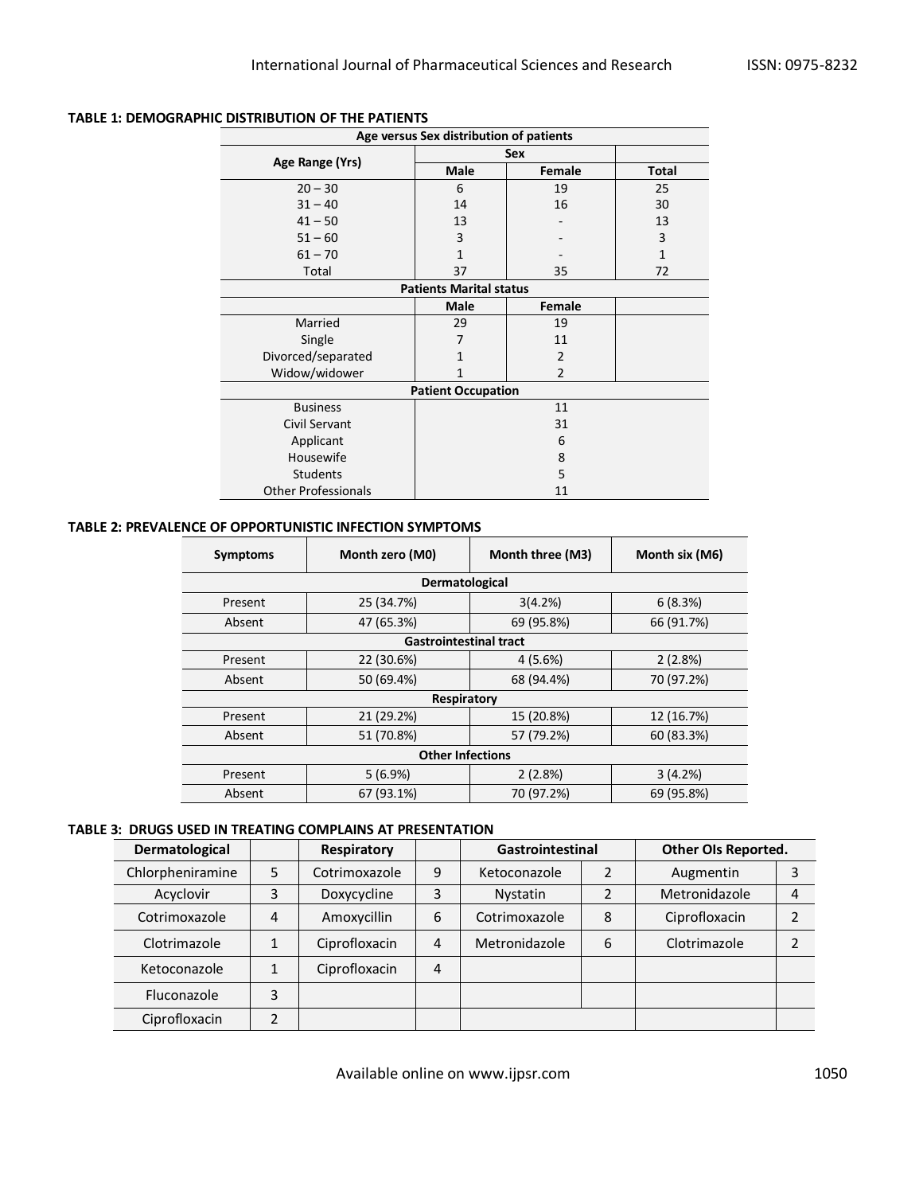**TABLE 1: DEMOGRAPHIC DISTRIBUTION OF THE PATIENTS**

| Age versus Sex distribution of patients | | | |
|---|---|---|---|
| **Age Range (Yrs)** | **Sex** | | |
| | **Male** | **Female** | **Total** |
| 20 – 30 | 6 | 19 | 25 |
| 31 – 40 | 14 | 16 | 30 |
| 41 – 50 | 13 | - | 13 |
| 51 – 60 | 3 | - | 3 |
| 61 – 70 | 1 | - | 1 |
| Total | 37 | 35 | 72 |
| **Patients Marital status** | | | |
| | **Male** | **Female** | |
| Married | 29 | 19 | |
| Single | 7 | 11 | |
| Divorced/separated | 1 | 2 | |
| Widow/widower | 1 | 2 | |
| **Patient Occupation** | | | |
| Business | 11 | | |
| Civil Servant | 31 | | |
| Applicant | 6 | | |
| Housewife | 8 | | |
| Students | 5 | | |
| Other Professionals | 11 | | |

**TABLE 2: PREVALENCE OF OPPORTUNISTIC INFECTION SYMPTOMS**

| Symptoms | Month zero (M0) | Month three (M3) | Month six (M6) |
|---|---|---|---|
| **Dermatological** | | | |
| Present | 25 (34.7%) | 3(4.2%) | 6 (8.3%) |
| Absent | 47 (65.3%) | 69 (95.8%) | 66 (91.7%) |
| **Gastrointestinal tract** | | | |
| Present | 22 (30.6%) | 4 (5.6%) | 2 (2.8%) |
| Absent | 50 (69.4%) | 68 (94.4%) | 70 (97.2%) |
| **Respiratory** | | | |
| Present | 21 (29.2%) | 15 (20.8%) | 12 (16.7%) |
| Absent | 51 (70.8%) | 57 (79.2%) | 60 (83.3%) |
| **Other Infections** | | | |
| Present | 5 (6.9%) | 2 (2.8%) | 3 (4.2%) |
| Absent | 67 (93.1%) | 70 (97.2%) | 69 (95.8%) |

**TABLE 3: DRUGS USED IN TREATING COMPLAINS AT PRESENTATION**

| Dermatological | | Respiratory | | Gastrointestinal | | Other OIs Reported. | |
|---|---|---|---|---|---|---|---|
| Chlorpheniramine | 5 | Cotrimoxazole | 9 | Ketoconazole | 2 | Augmentin | 3 |
| Acyclovir | 3 | Doxycycline | 3 | Nystatin | 2 | Metronidazole | 4 |
| Cotrimoxazole | 4 | Amoxycillin | 6 | Cotrimoxazole | 8 | Ciprofloxacin | 2 |
| Clotrimazole | 1 | Ciprofloxacin | 4 | Metronidazole | 6 | Clotrimazole | 2 |
| Ketoconazole | 1 | Ciprofloxacin | 4 | | | | |
| Fluconazole | 3 | | | | | | |
| Ciprofloxacin | 2 | | | | | | |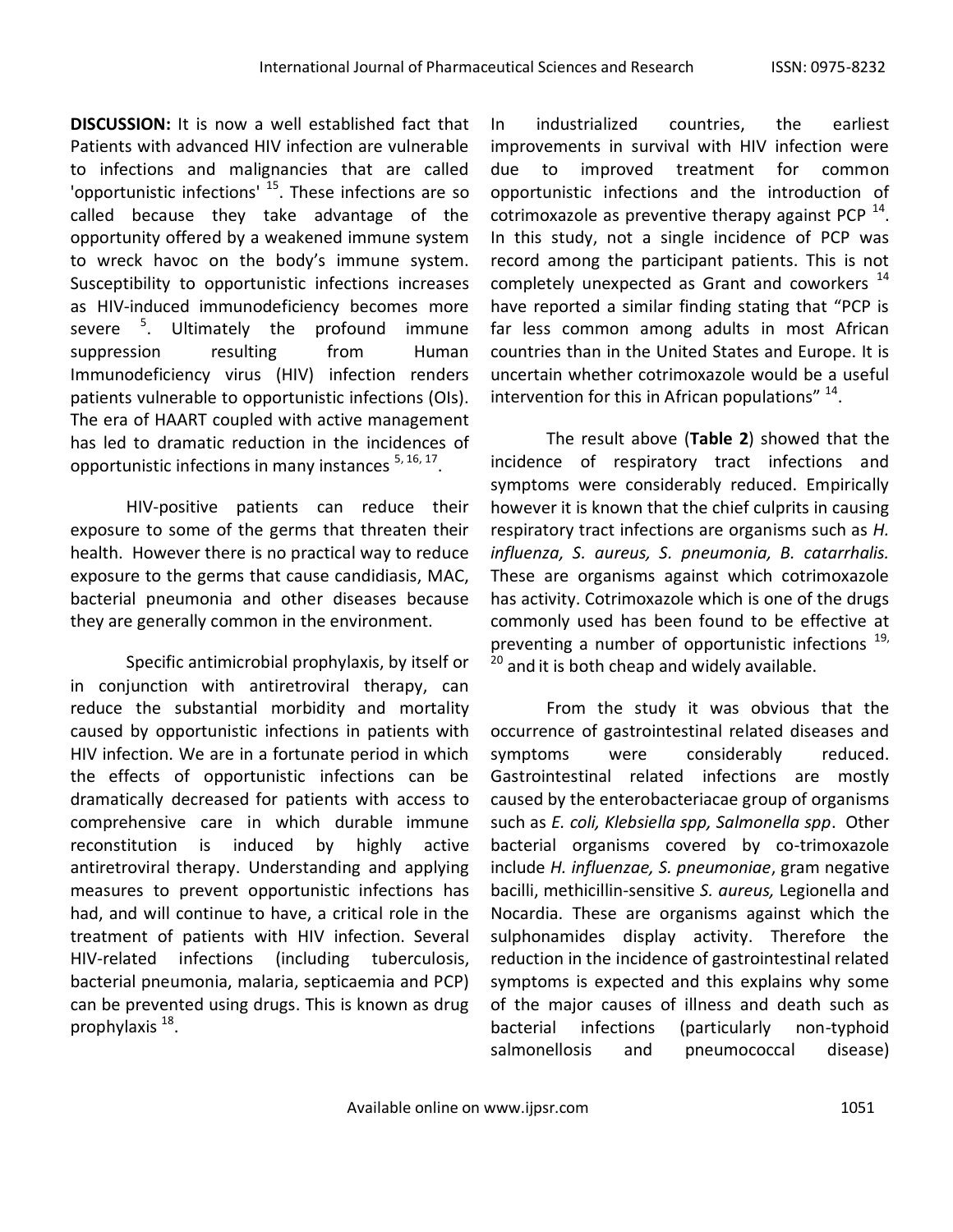**DISCUSSION:** It is now a well established fact that Patients with advanced HIV infection are vulnerable to infections and malignancies that are called 'opportunistic infections' [15]. These infections are so called because they take advantage of the opportunity offered by a weakened immune system to wreck havoc on the body's immune system. Susceptibility to opportunistic infections increases as HIV-induced immunodeficiency becomes more severe [5]. Ultimately the profound immune suppression resulting from Human Immunodeficiency virus (HIV) infection renders patients vulnerable to opportunistic infections (OIs). The era of HAART coupled with active management has led to dramatic reduction in the incidences of opportunistic infections in many instances [5, 16, 17].

HIV-positive patients can reduce their exposure to some of the germs that threaten their health. However there is no practical way to reduce exposure to the germs that cause candidiasis, MAC, bacterial pneumonia and other diseases because they are generally common in the environment.

Specific antimicrobial prophylaxis, by itself or in conjunction with antiretroviral therapy, can reduce the substantial morbidity and mortality caused by opportunistic infections in patients with HIV infection. We are in a fortunate period in which the effects of opportunistic infections can be dramatically decreased for patients with access to comprehensive care in which durable immune reconstitution is induced by highly active antiretroviral therapy. Understanding and applying measures to prevent opportunistic infections has had, and will continue to have, a critical role in the treatment of patients with HIV infection. Several HIV-related infections (including tuberculosis, bacterial pneumonia, malaria, septicaemia and PCP) can be prevented using drugs. This is known as drug prophylaxis [18].

In industrialized countries, the earliest improvements in survival with HIV infection were due to improved treatment for common opportunistic infections and the introduction of cotrimoxazole as preventive therapy against PCP [14]. In this study, not a single incidence of PCP was record among the participant patients. This is not completely unexpected as Grant and coworkers [14] have reported a similar finding stating that "PCP is far less common among adults in most African countries than in the United States and Europe. It is uncertain whether cotrimoxazole would be a useful intervention for this in African populations" [14].

The result above (**Table 2**) showed that the incidence of respiratory tract infections and symptoms were considerably reduced. Empirically however it is known that the chief culprits in causing respiratory tract infections are organisms such as *H. influenza, S. aureus, S. pneumonia, B. catarrhalis.* These are organisms against which cotrimoxazole has activity. Cotrimoxazole which is one of the drugs commonly used has been found to be effective at preventing a number of opportunistic infections [19, 20] and it is both cheap and widely available.

From the study it was obvious that the occurrence of gastrointestinal related diseases and symptoms were considerably reduced. Gastrointestinal related infections are mostly caused by the enterobacteriacae group of organisms such as *E. coli, Klebsiella spp, Salmonella spp*. Other bacterial organisms covered by co-trimoxazole include *H. influenzae, S. pneumoniae*, gram negative bacilli, methicillin-sensitive *S. aureus,* Legionella and Nocardia. These are organisms against which the sulphonamides display activity. Therefore the reduction in the incidence of gastrointestinal related symptoms is expected and this explains why some of the major causes of illness and death such as bacterial infections (particularly non-typhoid salmonellosis and pneumococcal disease)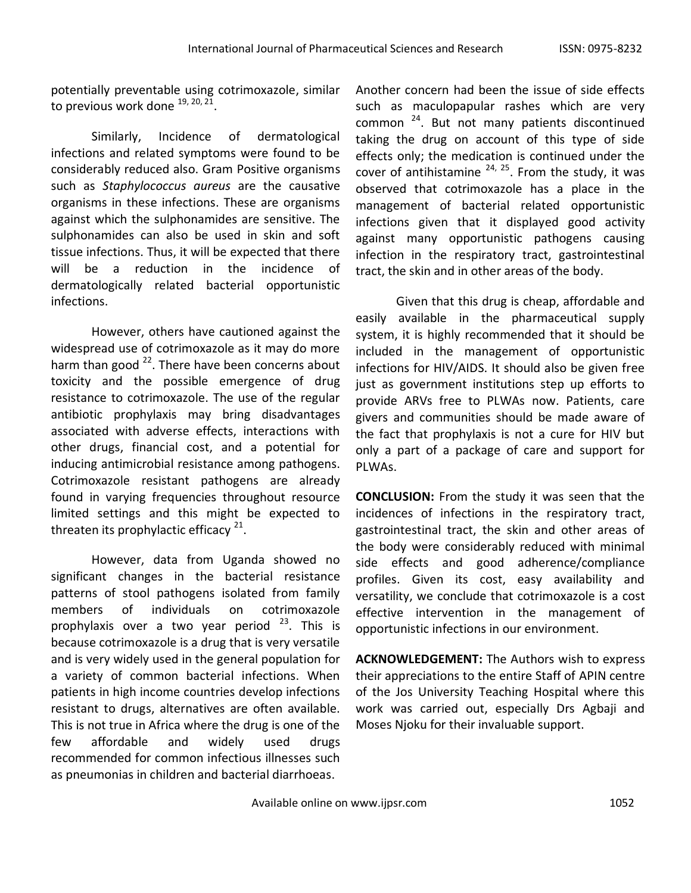potentially preventable using cotrimoxazole, similar to previous work done [19, 20, 21].

Similarly, Incidence of dermatological infections and related symptoms were found to be considerably reduced also. Gram Positive organisms such as *Staphylococcus aureus* are the causative organisms in these infections. These are organisms against which the sulphonamides are sensitive. The sulphonamides can also be used in skin and soft tissue infections. Thus, it will be expected that there will be a reduction in the incidence of dermatologically related bacterial opportunistic infections.

However, others have cautioned against the widespread use of cotrimoxazole as it may do more harm than good [22]. There have been concerns about toxicity and the possible emergence of drug resistance to cotrimoxazole. The use of the regular antibiotic prophylaxis may bring disadvantages associated with adverse effects, interactions with other drugs, financial cost, and a potential for inducing antimicrobial resistance among pathogens. Cotrimoxazole resistant pathogens are already found in varying frequencies throughout resource limited settings and this might be expected to threaten its prophylactic efficacy [21].

However, data from Uganda showed no significant changes in the bacterial resistance patterns of stool pathogens isolated from family members of individuals on cotrimoxazole prophylaxis over a two year period [23]. This is because cotrimoxazole is a drug that is very versatile and is very widely used in the general population for a variety of common bacterial infections. When patients in high income countries develop infections resistant to drugs, alternatives are often available. This is not true in Africa where the drug is one of the few affordable and widely used drugs recommended for common infectious illnesses such as pneumonias in children and bacterial diarrhoeas.

Another concern had been the issue of side effects such as maculopapular rashes which are very common [24]. But not many patients discontinued taking the drug on account of this type of side effects only; the medication is continued under the cover of antihistamine [24, 25]. From the study, it was observed that cotrimoxazole has a place in the management of bacterial related opportunistic infections given that it displayed good activity against many opportunistic pathogens causing infection in the respiratory tract, gastrointestinal tract, the skin and in other areas of the body.

Given that this drug is cheap, affordable and easily available in the pharmaceutical supply system, it is highly recommended that it should be included in the management of opportunistic infections for HIV/AIDS. It should also be given free just as government institutions step up efforts to provide ARVs free to PLWAs now. Patients, care givers and communities should be made aware of the fact that prophylaxis is not a cure for HIV but only a part of a package of care and support for PLWAs.

**CONCLUSION:** From the study it was seen that the incidences of infections in the respiratory tract, gastrointestinal tract, the skin and other areas of the body were considerably reduced with minimal side effects and good adherence/compliance profiles. Given its cost, easy availability and versatility, we conclude that cotrimoxazole is a cost effective intervention in the management of opportunistic infections in our environment.

**ACKNOWLEDGEMENT:** The Authors wish to express their appreciations to the entire Staff of APIN centre of the Jos University Teaching Hospital where this work was carried out, especially Drs Agbaji and Moses Njoku for their invaluable support.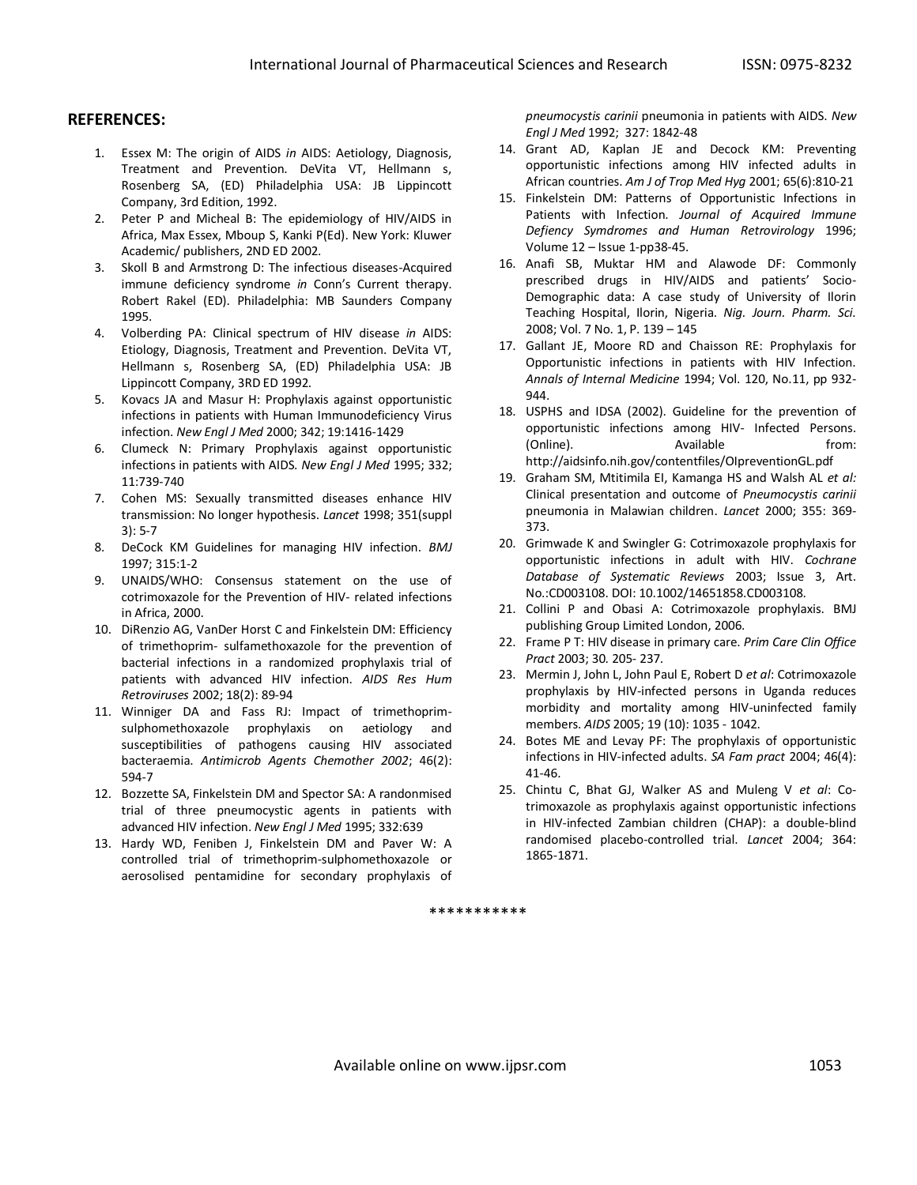## REFERENCES:

1. Essex M: The origin of AIDS *in* AIDS: Aetiology, Diagnosis, Treatment and Prevention. DeVita VT, Hellmann s, Rosenberg SA, (ED) Philadelphia USA: JB Lippincott Company, 3rd Edition, 1992.
2. Peter P and Micheal B: The epidemiology of HIV/AIDS in Africa, Max Essex, Mboup S, Kanki P(Ed). New York: Kluwer Academic/ publishers, 2ND ED 2002.
3. Skoll B and Armstrong D: The infectious diseases-Acquired immune deficiency syndrome *in* Conn's Current therapy. Robert Rakel (ED). Philadelphia: MB Saunders Company 1995.
4. Volberding PA: Clinical spectrum of HIV disease *in* AIDS: Etiology, Diagnosis, Treatment and Prevention. DeVita VT, Hellmann s, Rosenberg SA, (ED) Philadelphia USA: JB Lippincott Company, 3RD ED 1992.
5. Kovacs JA and Masur H: Prophylaxis against opportunistic infections in patients with Human Immunodeficiency Virus infection. *New Engl J Med* 2000; 342; 19:1416-1429
6. Clumeck N: Primary Prophylaxis against opportunistic infections in patients with AIDS. *New Engl J Med* 1995; 332; 11:739-740
7. Cohen MS: Sexually transmitted diseases enhance HIV transmission: No longer hypothesis. *Lancet* 1998; 351(suppl 3): 5-7
8. DeCock KM Guidelines for managing HIV infection. *BMJ* 1997; 315:1-2
9. UNAIDS/WHO: Consensus statement on the use of cotrimoxazole for the Prevention of HIV- related infections in Africa, 2000.
10. DiRenzio AG, VanDer Horst C and Finkelstein DM: Efficiency of trimethoprim- sulfamethoxazole for the prevention of bacterial infections in a randomized prophylaxis trial of patients with advanced HIV infection. *AIDS Res Hum Retroviruses* 2002; 18(2): 89-94
11. Winniger DA and Fass RJ: Impact of trimethoprim-sulphomethoxazole prophylaxis on aetiology and susceptibilities of pathogens causing HIV associated bacteraemia. *Antimicrob Agents Chemother 2002*; 46(2): 594-7
12. Bozzette SA, Finkelstein DM and Spector SA: A randonmised trial of three pneumocystic agents in patients with advanced HIV infection. *New Engl J Med* 1995; 332:639
13. Hardy WD, Feniben J, Finkelstein DM and Paver W: A controlled trial of trimethoprim-sulphomethoxazole or aerosolised pentamidine for secondary prophylaxis of *pneumocystis carinii* pneumonia in patients with AIDS. *New Engl J Med* 1992; 327: 1842-48
14. Grant AD, Kaplan JE and Decock KM: Preventing opportunistic infections among HIV infected adults in African countries. *Am J of Trop Med Hyg* 2001; 65(6):810-21
15. Finkelstein DM: Patterns of Opportunistic Infections in Patients with Infection. *Journal of Acquired Immune Defiency Symdromes and Human Retrovirology* 1996; Volume 12 – Issue 1-pp38-45.
16. Anafi SB, Muktar HM and Alawode DF: Commonly prescribed drugs in HIV/AIDS and patients' Socio-Demographic data: A case study of University of Ilorin Teaching Hospital, Ilorin, Nigeria. *Nig. Journ. Pharm. Sci.* 2008; Vol. 7 No. 1, P. 139 – 145
17. Gallant JE, Moore RD and Chaisson RE: Prophylaxis for Opportunistic infections in patients with HIV Infection. *Annals of Internal Medicine* 1994; Vol. 120, No.11, pp 932-944.
18. USPHS and IDSA (2002). Guideline for the prevention of opportunistic infections among HIV- Infected Persons. (Online). Available from: http://aidsinfo.nih.gov/contentfiles/OIpreventionGL.pdf
19. Graham SM, Mtitimila EI, Kamanga HS and Walsh AL *et al:* Clinical presentation and outcome of *Pneumocystis carinii* pneumonia in Malawian children. *Lancet* 2000; 355: 369-373.
20. Grimwade K and Swingler G: Cotrimoxazole prophylaxis for opportunistic infections in adult with HIV. *Cochrane Database of Systematic Reviews* 2003; Issue 3, Art. No.:CD003108. DOI: 10.1002/14651858.CD003108.
21. Collini P and Obasi A: Cotrimoxazole prophylaxis. BMJ publishing Group Limited London, 2006.
22. Frame P T: HIV disease in primary care. *Prim Care Clin Office Pract* 2003; 30. 205- 237.
23. Mermin J, John L, John Paul E, Robert D *et al*: Cotrimoxazole prophylaxis by HIV-infected persons in Uganda reduces morbidity and mortality among HIV-uninfected family members. *AIDS* 2005; 19 (10): 1035 - 1042.
24. Botes ME and Levay PF: The prophylaxis of opportunistic infections in HIV-infected adults. *SA Fam pract* 2004; 46(4): 41-46.
25. Chintu C, Bhat GJ, Walker AS and Muleng V *et al*: Co-trimoxazole as prophylaxis against opportunistic infections in HIV-infected Zambian children (CHAP): a double-blind randomised placebo-controlled trial. *Lancet* 2004; 364: 1865-1871.

***********